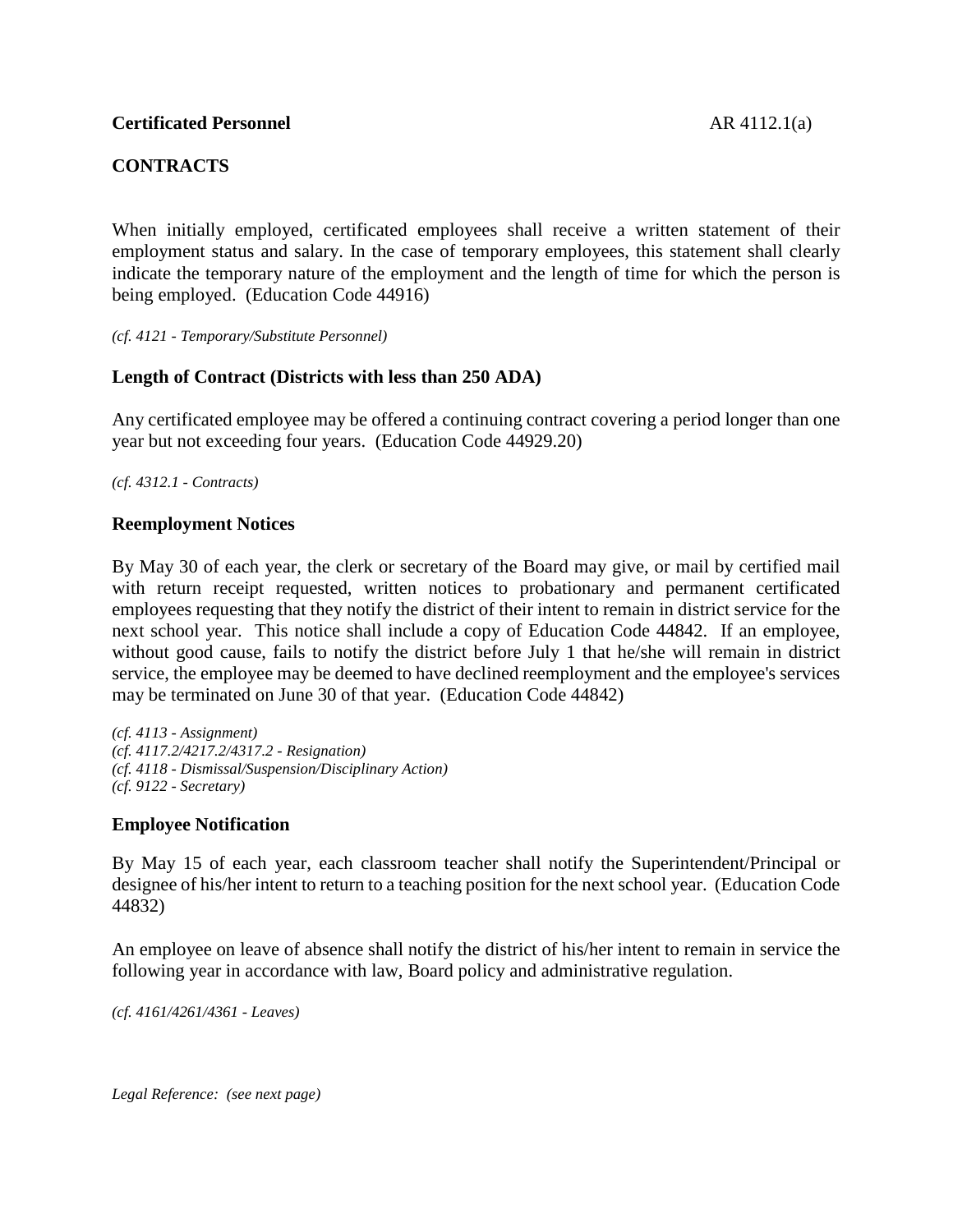**Certificated Personnel** AR 4112.1(a)

## CONTRACTS

When initially employed, certificated employees shall receive a written statement of their employment status and salary. In the case of temporary employees, this statement shall clearly indicate the temporary nature of the employment and the length of time for which the person is being employed. (Education Code 44916)

*(cf. 4121 - Temporary/Substitute Personnel)*

### Length of Contract (Districts with less than 250 ADA)

Any certificated employee may be offered a continuing contract covering a period longer than one year but not exceeding four years. (Education Code 44929.20)

*(cf. 4312.1 - Contracts)*

### Reemployment Notices

By May 30 of each year, the clerk or secretary of the Board may give, or mail by certified mail with return receipt requested, written notices to probationary and permanent certificated employees requesting that they notify the district of their intent to remain in district service for the next school year. This notice shall include a copy of Education Code 44842. If an employee, without good cause, fails to notify the district before July 1 that he/she will remain in district service, the employee may be deemed to have declined reemployment and the employee's services may be terminated on June 30 of that year. (Education Code 44842)

*(cf. 4113 - Assignment)*
*(cf. 4117.2/4217.2/4317.2 - Resignation)*
*(cf. 4118 - Dismissal/Suspension/Disciplinary Action)*
*(cf. 9122 - Secretary)*

### Employee Notification

By May 15 of each year, each classroom teacher shall notify the Superintendent/Principal or designee of his/her intent to return to a teaching position for the next school year. (Education Code 44832)

An employee on leave of absence shall notify the district of his/her intent to remain in service the following year in accordance with law, Board policy and administrative regulation.

*(cf. 4161/4261/4361 - Leaves)*

*Legal Reference: (see next page)*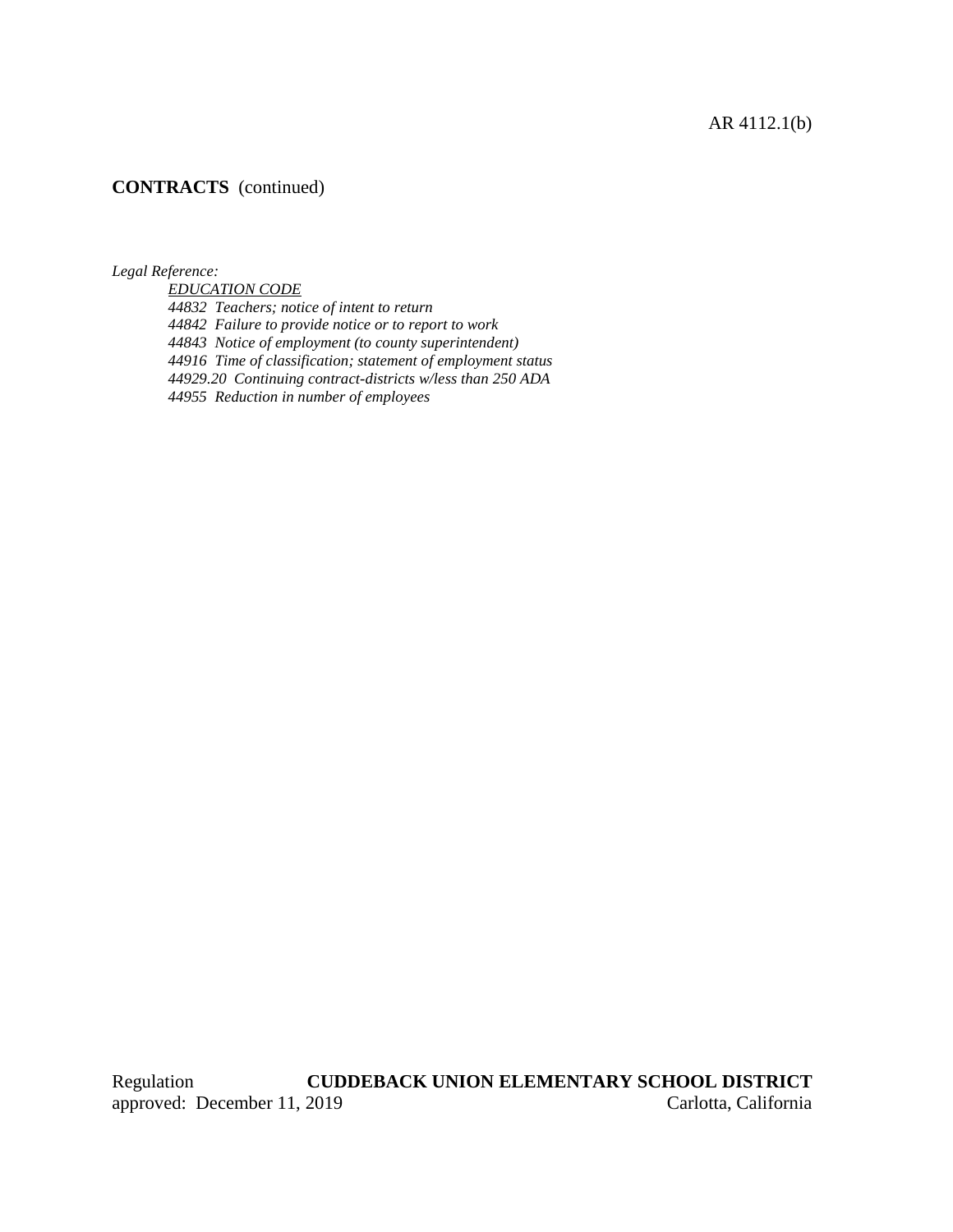**CONTRACTS** (continued)

*Legal Reference:*

*EDUCATION CODE*

*44832 Teachers; notice of intent to return*

*44842 Failure to provide notice or to report to work*

*44843 Notice of employment (to county superintendent)*

*44916 Time of classification; statement of employment status*

*44929.20 Continuing contract-districts w/less than 250 ADA*

*44955 Reduction in number of employees*

Regulation **CUDDEBACK UNION ELEMENTARY SCHOOL DISTRICT**
approved: December 11, 2019 Carlotta, California